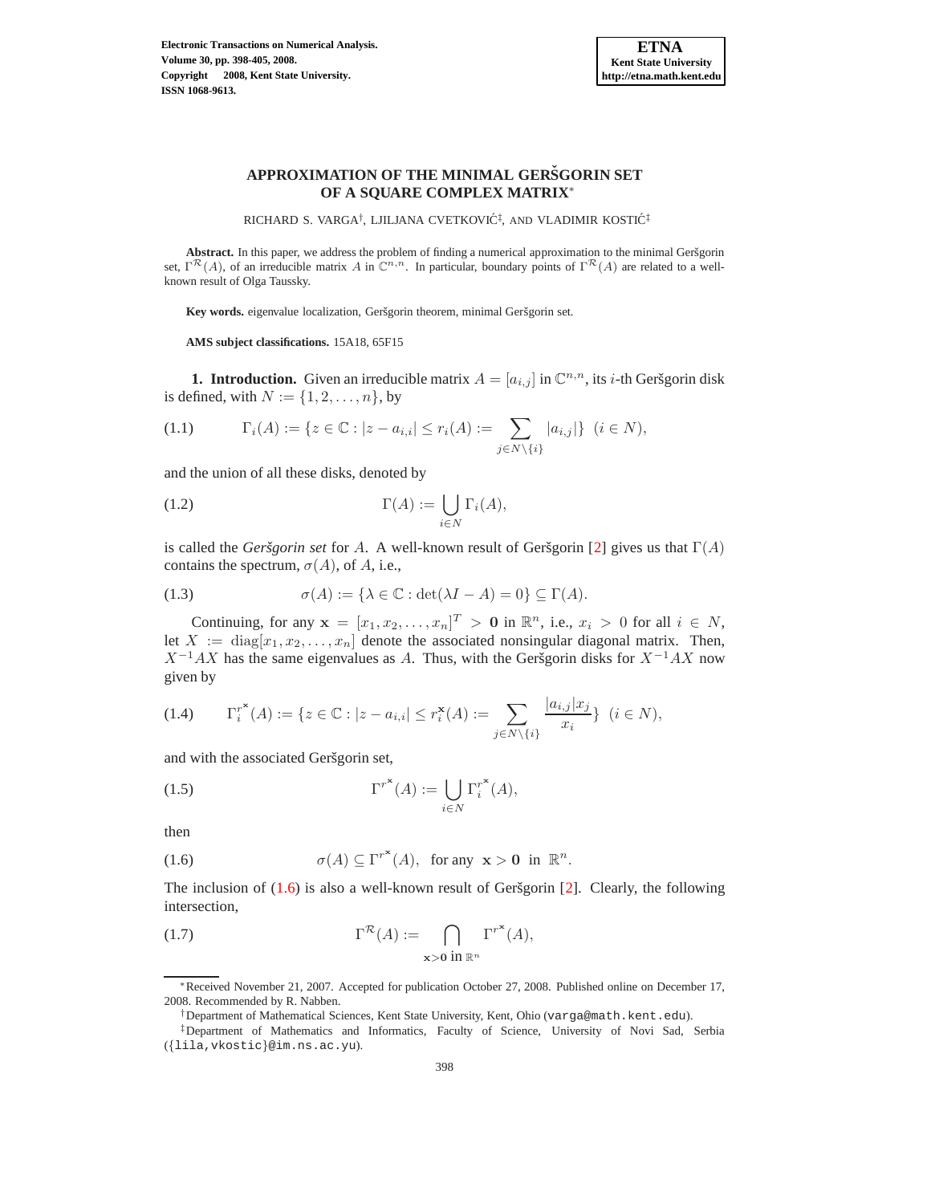# APPROXIMATION OF THE MINIMAL GERŠGORIN SET OF A SQUARE COMPLEX MATRIX*

RICHARD S. VARGA†, LJILJANA CVETKOVIĆ‡, AND VLADIMIR KOSTIĆ‡

**Abstract.** In this paper, we address the problem of finding a numerical approximation to the minimal Geršgorin set, $\Gamma^{\mathcal{R}}(A)$, of an irreducible matrix $A$ in $\mathbb{C}^{n,n}$. In particular, boundary points of $\Gamma^{\mathcal{R}}(A)$ are related to a well-known result of Olga Taussky.

**Key words.** eigenvalue localization, Geršgorin theorem, minimal Geršgorin set.

**AMS subject classifications.** 15A18, 65F15

## 1. Introduction.

Given an irreducible matrix $A = [a_{i,j}]$ in $\mathbb{C}^{n,n}$, its $i$-th Geršgorin disk is defined, with $N := \{1, 2, \ldots, n\}$, by

$$\Gamma_i(A) := \{z \in \mathbb{C} : |z - a_{i,i}| \leq r_i(A) := \sum_{j \in N \setminus \{i\}} |a_{i,j}|\} \quad (i \in N), \tag{1.1}$$

and the union of all these disks, denoted by

$$\Gamma(A) := \bigcup_{i \in N} \Gamma_i(A), \tag{1.2}$$

is called the *Geršgorin set* for $A$. A well-known result of Geršgorin [2] gives us that $\Gamma(A)$ contains the spectrum, $\sigma(A)$, of $A$, i.e.,

$$\sigma(A) := \{\lambda \in \mathbb{C} : \det(\lambda I - A) = 0\} \subseteq \Gamma(A). \tag{1.3}$$

Continuing, for any $\mathbf{x} = [x_1, x_2, \ldots, x_n]^T > \mathbf{0}$ in $\mathbb{R}^n$, i.e., $x_i > 0$ for all $i \in N$, let $X := \text{diag}[x_1, x_2, \ldots, x_n]$ denote the associated nonsingular diagonal matrix. Then, $X^{-1}AX$ has the same eigenvalues as $A$. Thus, with the Geršgorin disks for $X^{-1}AX$ now given by

$$\Gamma_i^{r^{\mathbf{x}}}(A) := \{z \in \mathbb{C} : |z - a_{i,i}| \leq r_i^{\mathbf{x}}(A) := \sum_{j \in N \setminus \{i\}} \frac{|a_{i,j}| x_j}{x_i}\} \quad (i \in N), \tag{1.4}$$

and with the associated Geršgorin set,

$$\Gamma^{r^{\mathbf{x}}}(A) := \bigcup_{i \in N} \Gamma_i^{r^{\mathbf{x}}}(A), \tag{1.5}$$

then

$$\sigma(A) \subseteq \Gamma^{r^{\mathbf{x}}}(A), \quad \text{for any } \mathbf{x} > \mathbf{0} \text{ in } \mathbb{R}^n. \tag{1.6}$$

The inclusion of (1.6) is also a well-known result of Geršgorin [2]. Clearly, the following intersection,

$$\Gamma^{\mathcal{R}}(A) := \bigcap_{\mathbf{x} > \mathbf{0} \text{ in } \mathbb{R}^n} \Gamma^{r^{\mathbf{x}}}(A), \tag{1.7}$$

---

*Received November 21, 2007. Accepted for publication October 27, 2008. Published online on December 17, 2008. Recommended by R. Nabben.

†Department of Mathematical Sciences, Kent State University, Kent, Ohio (varga@math.kent.edu).

‡Department of Mathematics and Informatics, Faculty of Science, University of Novi Sad, Serbia ({lila,vkostic}@im.ns.ac.yu).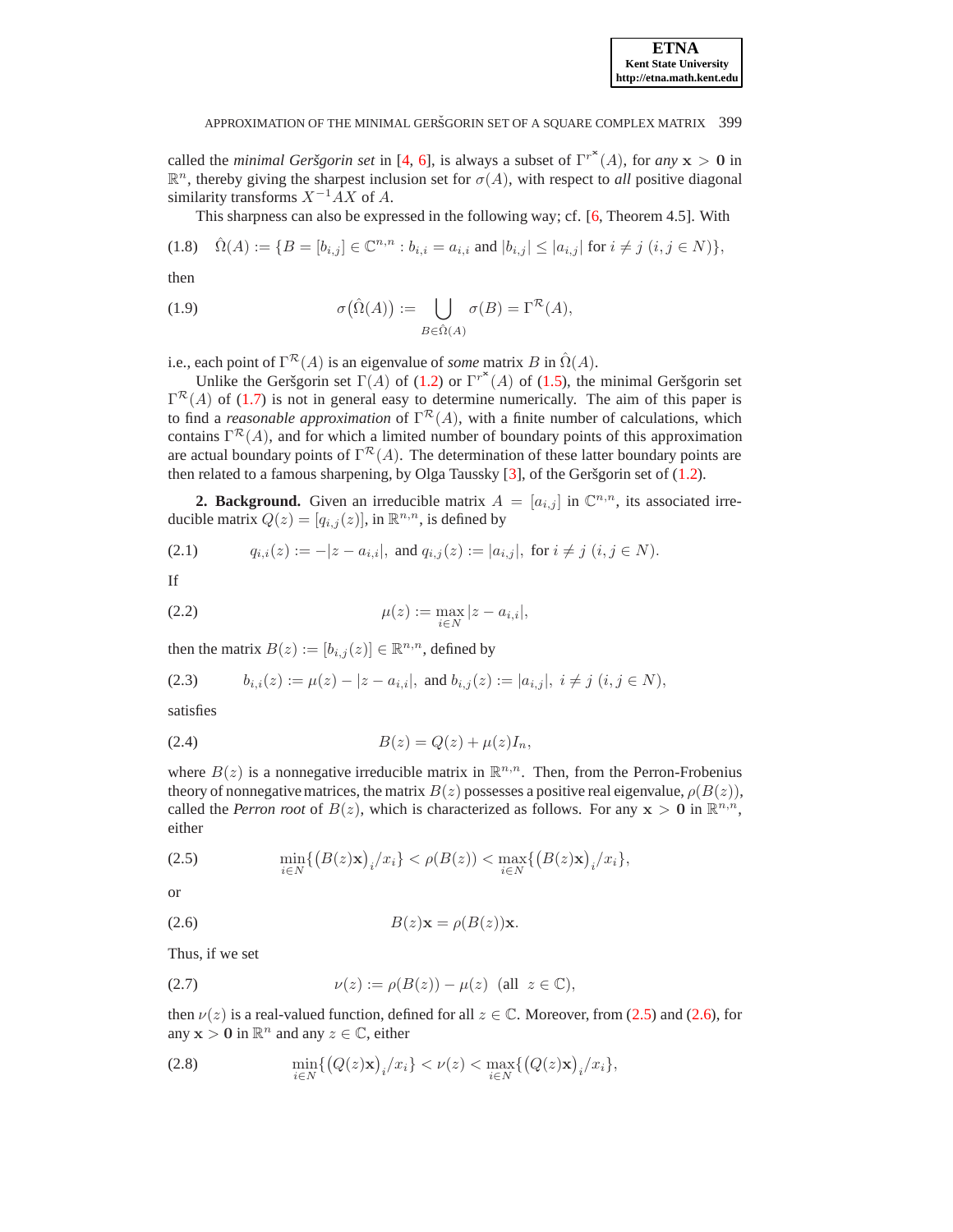called the *minimal Geršgorin set* in [4, 6], is always a subset of $\Gamma^{r^{\mathbf{x}}}(A)$, for *any* $\mathbf{x} > \mathbf{0}$ in $\mathbb{R}^n$, thereby giving the sharpest inclusion set for $\sigma(A)$, with respect to *all* positive diagonal similarity transforms $X^{-1}AX$ of $A$.

This sharpness can also be expressed in the following way; cf. [6, Theorem 4.5]. With

$$\hat{\Omega}(A) := \{B = [b_{i,j}] \in \mathbb{C}^{n,n} : b_{i,i} = a_{i,i} \text{ and } |b_{i,j}| \leq |a_{i,j}| \text{ for } i \neq j \ (i, j \in N)\}, \tag{1.8}$$

then

$$\sigma\big(\hat{\Omega}(A)\big) := \bigcup_{B \in \hat{\Omega}(A)} \sigma(B) = \Gamma^{\mathcal{R}}(A), \tag{1.9}$$

i.e., each point of $\Gamma^{\mathcal{R}}(A)$ is an eigenvalue of *some* matrix $B$ in $\hat{\Omega}(A)$.

Unlike the Geršgorin set $\Gamma(A)$ of (1.2) or $\Gamma^{r^{\mathbf{x}}}(A)$ of (1.5), the minimal Geršgorin set $\Gamma^{\mathcal{R}}(A)$ of (1.7) is not in general easy to determine numerically. The aim of this paper is to find a *reasonable approximation* of $\Gamma^{\mathcal{R}}(A)$, with a finite number of calculations, which contains $\Gamma^{\mathcal{R}}(A)$, and for which a limited number of boundary points of this approximation are actual boundary points of $\Gamma^{\mathcal{R}}(A)$. The determination of these latter boundary points are then related to a famous sharpening, by Olga Taussky [3], of the Geršgorin set of (1.2).

**2. Background.** Given an irreducible matrix $A = [a_{i,j}]$ in $\mathbb{C}^{n,n}$, its associated irreducible matrix $Q(z) = [q_{i,j}(z)]$, in $\mathbb{R}^{n,n}$, is defined by

$$q_{i,i}(z) := -|z - a_{i,i}|, \text{ and } q_{i,j}(z) := |a_{i,j}|, \text{ for } i \neq j \ (i, j \in N). \tag{2.1}$$

If

$$\mu(z) := \max_{i \in N} |z - a_{i,i}|, \tag{2.2}$$

then the matrix $B(z) := [b_{i,j}(z)] \in \mathbb{R}^{n,n}$, defined by

$$b_{i,i}(z) := \mu(z) - |z - a_{i,i}|, \text{ and } b_{i,j}(z) := |a_{i,j}|, \ i \neq j \ (i, j \in N), \tag{2.3}$$

satisfies

$$B(z) = Q(z) + \mu(z) I_n, \tag{2.4}$$

where $B(z)$ is a nonnegative irreducible matrix in $\mathbb{R}^{n,n}$. Then, from the Perron-Frobenius theory of nonnegative matrices, the matrix $B(z)$ possesses a positive real eigenvalue, $\rho(B(z))$, called the *Perron root* of $B(z)$, which is characterized as follows. For any $\mathbf{x} > \mathbf{0}$ in $\mathbb{R}^{n,n}$, either

$$\min_{i \in N}\{\big(B(z)\mathbf{x}\big)_i / x_i\} < \rho(B(z)) < \max_{i \in N}\{\big(B(z)\mathbf{x}\big)_i / x_i\}, \tag{2.5}$$

or

$$B(z)\mathbf{x} = \rho(B(z))\mathbf{x}. \tag{2.6}$$

Thus, if we set

$$\nu(z) := \rho(B(z)) - \mu(z) \ \ (\text{all } \ z \in \mathbb{C}), \tag{2.7}$$

then $\nu(z)$ is a real-valued function, defined for all $z \in \mathbb{C}$. Moreover, from (2.5) and (2.6), for any $\mathbf{x} > \mathbf{0}$ in $\mathbb{R}^n$ and any $z \in \mathbb{C}$, either

$$\min_{i \in N}\{\big(Q(z)\mathbf{x}\big)_i / x_i\} < \nu(z) < \max_{i \in N}\{\big(Q(z)\mathbf{x}\big)_i / x_i\}, \tag{2.8}$$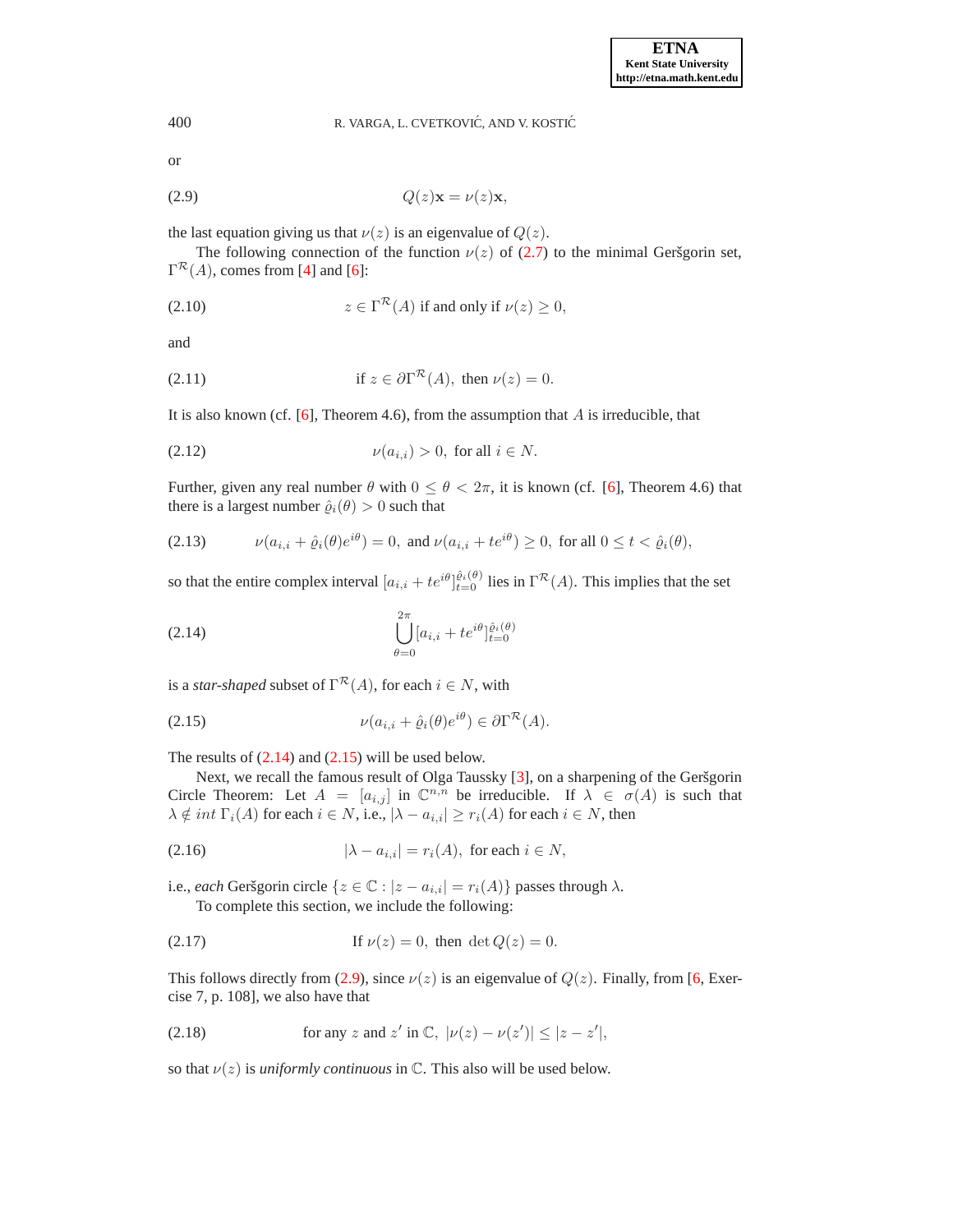or

$$Q(z)\mathbf{x} = \nu(z)\mathbf{x}, \tag{2.9}$$

the last equation giving us that $\nu(z)$ is an eigenvalue of $Q(z)$.

The following connection of the function $\nu(z)$ of (2.7) to the minimal Geršgorin set, $\Gamma^{\mathcal{R}}(A)$, comes from [4] and [6]:

$$z \in \Gamma^{\mathcal{R}}(A) \text{ if and only if } \nu(z) \geq 0, \tag{2.10}$$

and

$$\text{if } z \in \partial\Gamma^{\mathcal{R}}(A), \text{ then } \nu(z) = 0. \tag{2.11}$$

It is also known (cf. [6], Theorem 4.6), from the assumption that $A$ is irreducible, that

$$\nu(a_{i,i}) > 0, \text{ for all } i \in N. \tag{2.12}$$

Further, given any real number $\theta$ with $0 \leq \theta < 2\pi$, it is known (cf. [6], Theorem 4.6) that there is a largest number $\hat{\varrho}_i(\theta) > 0$ such that

$$\nu(a_{i,i} + \hat{\varrho}_i(\theta)e^{i\theta}) = 0, \text{ and } \nu(a_{i,i} + te^{i\theta}) \geq 0, \text{ for all } 0 \leq t < \hat{\varrho}_i(\theta), \tag{2.13}$$

so that the entire complex interval $[a_{i,i} + te^{i\theta}]_{t=0}^{\hat{\varrho}_i(\theta)}$ lies in $\Gamma^{\mathcal{R}}(A)$. This implies that the set

$$\bigcup_{\theta=0}^{2\pi} [a_{i,i} + te^{i\theta}]_{t=0}^{\hat{\varrho}_i(\theta)} \tag{2.14}$$

is a *star-shaped* subset of $\Gamma^{\mathcal{R}}(A)$, for each $i \in N$, with

$$\nu(a_{i,i} + \hat{\varrho}_i(\theta)e^{i\theta}) \in \partial\Gamma^{\mathcal{R}}(A). \tag{2.15}$$

The results of (2.14) and (2.15) will be used below.

Next, we recall the famous result of Olga Taussky [3], on a sharpening of the Geršgorin Circle Theorem: Let $A = [a_{i,j}]$ in $\mathbb{C}^{n,n}$ be irreducible. If $\lambda \in \sigma(A)$ is such that $\lambda \notin int\ \Gamma_i(A)$ for each $i \in N$, i.e., $|\lambda - a_{i,i}| \geq r_i(A)$ for each $i \in N$, then

$$|\lambda - a_{i,i}| = r_i(A), \text{ for each } i \in N, \tag{2.16}$$

i.e., *each* Geršgorin circle $\{z \in \mathbb{C} : |z - a_{i,i}| = r_i(A)\}$ passes through $\lambda$.

To complete this section, we include the following:

$$\text{If } \nu(z) = 0, \text{ then } \det Q(z) = 0. \tag{2.17}$$

This follows directly from (2.9), since $\nu(z)$ is an eigenvalue of $Q(z)$. Finally, from [6, Exercise 7, p. 108], we also have that

$$\text{for any } z \text{ and } z' \text{ in } \mathbb{C}, \ |\nu(z) - \nu(z')| \leq |z - z'|, \tag{2.18}$$

so that $\nu(z)$ is *uniformly continuous* in $\mathbb{C}$. This also will be used below.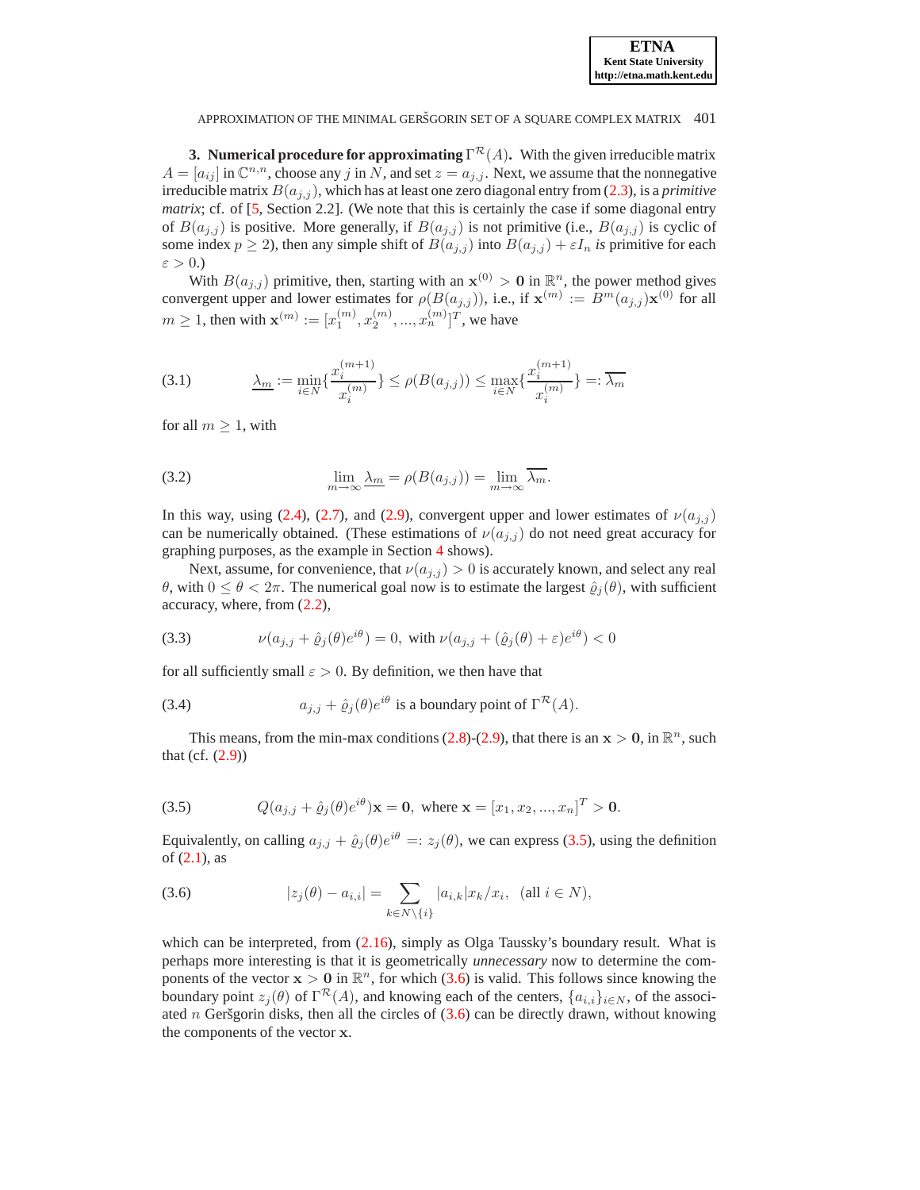## 3. Numerical procedure for approximating $\Gamma^{\mathcal{R}}(A)$.

With the given irreducible matrix $A = [a_{ij}]$ in $\mathbb{C}^{n,n}$, choose any $j$ in $N$, and set $z = a_{j,j}$. Next, we assume that the nonnegative irreducible matrix $B(a_{j,j})$, which has at least one zero diagonal entry from (2.3), is a *primitive matrix*; cf. of [5, Section 2.2]. (We note that this is certainly the case if some diagonal entry of $B(a_{j,j})$ is positive. More generally, if $B(a_{j,j})$ is not primitive (i.e., $B(a_{j,j})$ is cyclic of some index $p \geq 2$), then any simple shift of $B(a_{j,j})$ into $B(a_{j,j}) + \varepsilon I_n$ *is* primitive for each $\varepsilon > 0$.)

With $B(a_{j,j})$ primitive, then, starting with an $\mathbf{x}^{(0)} > \mathbf{0}$ in $\mathbb{R}^n$, the power method gives convergent upper and lower estimates for $\rho(B(a_{j,j}))$, i.e., if $\mathbf{x}^{(m)} := B^m(a_{j,j})\mathbf{x}^{(0)}$ for all $m \geq 1$, then with $\mathbf{x}^{(m)} := [x_1^{(m)}, x_2^{(m)}, ..., x_n^{(m)}]^T$, we have

$$\underline{\lambda_m} := \min_{i \in N}\{\frac{x_i^{(m+1)}}{x_i^{(m)}}\} \leq \rho(B(a_{j,j})) \leq \max_{i \in N}\{\frac{x_i^{(m+1)}}{x_i^{(m)}}\} =: \overline{\lambda_m} \tag{3.1}$$

for all $m \geq 1$, with

$$\lim_{m \to \infty} \underline{\lambda_m} = \rho(B(a_{j,j})) = \lim_{m \to \infty} \overline{\lambda_m}. \tag{3.2}$$

In this way, using (2.4), (2.7), and (2.9), convergent upper and lower estimates of $\nu(a_{j,j})$ can be numerically obtained. (These estimations of $\nu(a_{j,j})$ do not need great accuracy for graphing purposes, as the example in Section 4 shows).

Next, assume, for convenience, that $\nu(a_{j,j}) > 0$ is accurately known, and select any real $\theta$, with $0 \leq \theta < 2\pi$. The numerical goal now is to estimate the largest $\hat{\varrho}_j(\theta)$, with sufficient accuracy, where, from (2.2),

$$\nu(a_{j,j} + \hat{\varrho}_j(\theta)e^{i\theta}) = 0, \text{ with } \nu(a_{j,j} + (\hat{\varrho}_j(\theta) + \varepsilon)e^{i\theta}) < 0 \tag{3.3}$$

for all sufficiently small $\varepsilon > 0$. By definition, we then have that

$$a_{j,j} + \hat{\varrho}_j(\theta)e^{i\theta} \text{ is a boundary point of } \Gamma^{\mathcal{R}}(A). \tag{3.4}$$

This means, from the min-max conditions (2.8)-(2.9), that there is an $\mathbf{x} > \mathbf{0}$, in $\mathbb{R}^n$, such that (cf. (2.9))

$$Q(a_{j,j} + \hat{\varrho}_j(\theta)e^{i\theta})\mathbf{x} = \mathbf{0}, \text{ where } \mathbf{x} = [x_1, x_2, ..., x_n]^T > \mathbf{0}. \tag{3.5}$$

Equivalently, on calling $a_{j,j} + \hat{\varrho}_j(\theta)e^{i\theta} =: z_j(\theta)$, we can express (3.5), using the definition of (2.1), as

$$|z_j(\theta) - a_{i,i}| = \sum_{k \in N\backslash\{i\}} |a_{i,k}|x_k/x_i, \ \ (\text{all } i \in N), \tag{3.6}$$

which can be interpreted, from (2.16), simply as Olga Taussky's boundary result. What is perhaps more interesting is that it is geometrically *unnecessary* now to determine the components of the vector $\mathbf{x} > \mathbf{0}$ in $\mathbb{R}^n$, for which (3.6) is valid. This follows since knowing the boundary point $z_j(\theta)$ of $\Gamma^{\mathcal{R}}(A)$, and knowing each of the centers, $\{a_{i,i}\}_{i \in N}$, of the associated $n$ Geršgorin disks, then all the circles of (3.6) can be directly drawn, without knowing the components of the vector $\mathbf{x}$.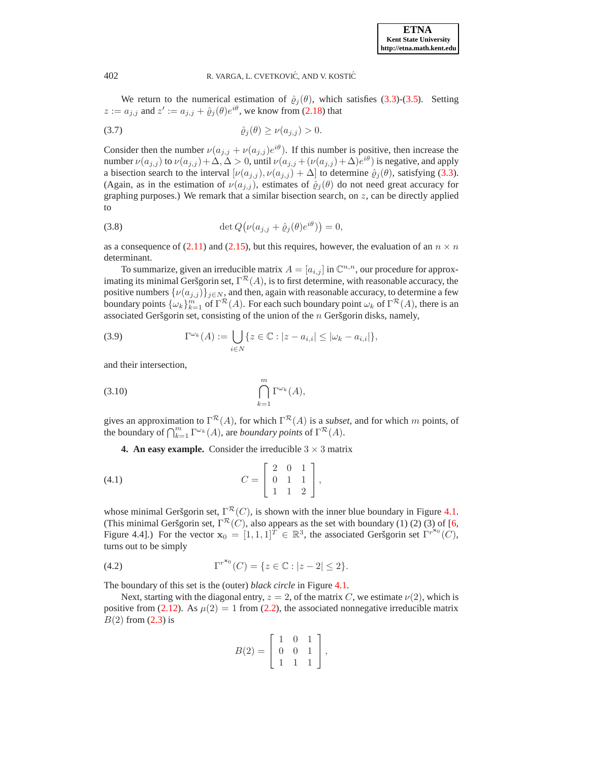We return to the numerical estimation of $\hat{\varrho}_j(\theta)$, which satisfies (3.3)-(3.5). Setting $z := a_{j,j}$ and $z' := a_{j,j} + \hat{\varrho}_j(\theta)e^{i\theta}$, we know from (2.18) that

$$\hat{\varrho}_j(\theta) \geq \nu(a_{j,j}) > 0. \tag{3.7}$$

Consider then the number $\nu(a_{j,j} + \nu(a_{j,j})e^{i\theta})$. If this number is positive, then increase the number $\nu(a_{j,j})$ to $\nu(a_{j,j}) + \Delta$, $\Delta > 0$, until $\nu(a_{j,j} + (\nu(a_{j,j}) + \Delta)e^{i\theta})$ is negative, and apply a bisection search to the interval $[\nu(a_{j,j}), \nu(a_{j,j}) + \Delta]$ to determine $\hat{\varrho}_j(\theta)$, satisfying (3.3). (Again, as in the estimation of $\nu(a_{j,j})$, estimates of $\hat{\varrho}_j(\theta)$ do not need great accuracy for graphing purposes.) We remark that a similar bisection search, on $z$, can be directly applied to

$$\det Q\big(\nu(a_{j,j} + \hat{\varrho}_j(\theta)e^{i\theta})\big) = 0, \tag{3.8}$$

as a consequence of (2.11) and (2.15), but this requires, however, the evaluation of an $n \times n$ determinant.

To summarize, given an irreducible matrix $A = [a_{i,j}]$ in $\mathbb{C}^{n,n}$, our procedure for approximating its minimal Geršgorin set, $\Gamma^{\mathcal{R}}(A)$, is to first determine, with reasonable accuracy, the positive numbers $\{\nu(a_{j,j})\}_{j \in N}$, and then, again with reasonable accuracy, to determine a few boundary points $\{\omega_k\}_{k=1}^{m}$ of $\Gamma^{\mathcal{R}}(A)$. For each such boundary point $\omega_k$ of $\Gamma^{\mathcal{R}}(A)$, there is an associated Geršgorin set, consisting of the union of the $n$ Geršgorin disks, namely,

$$\Gamma^{\omega_k}(A) := \bigcup_{i \in N} \{z \in \mathbb{C} : |z - a_{i,i}| \leq |\omega_k - a_{i,i}|\}, \tag{3.9}$$

and their intersection,

$$\bigcap_{k=1}^{m} \Gamma^{\omega_k}(A), \tag{3.10}$$

gives an approximation to $\Gamma^{\mathcal{R}}(A)$, for which $\Gamma^{\mathcal{R}}(A)$ is a *subset*, and for which $m$ points, of the boundary of $\bigcap_{k=1}^{m} \Gamma^{\omega_k}(A)$, are *boundary points* of $\Gamma^{\mathcal{R}}(A)$.

**4. An easy example.** Consider the irreducible $3 \times 3$ matrix

$$C = \begin{bmatrix} 2 & 0 & 1 \\ 0 & 1 & 1 \\ 1 & 1 & 2 \end{bmatrix}, \tag{4.1}$$

whose minimal Geršgorin set, $\Gamma^{\mathcal{R}}(C)$, is shown with the inner blue boundary in Figure 4.1. (This minimal Geršgorin set, $\Gamma^{\mathcal{R}}(C)$, also appears as the set with boundary (1) (2) (3) of [6, Figure 4.4].) For the vector $\mathbf{x}_0 = [1, 1, 1]^T \in \mathbb{R}^3$, the associated Geršgorin set $\Gamma^{r^{\mathbf{x}_0}}(C)$, turns out to be simply

$$\Gamma^{r^{\mathbf{x}_0}}(C) = \{z \in \mathbb{C} : |z - 2| \leq 2\}. \tag{4.2}$$

The boundary of this set is the (outer) *black circle* in Figure 4.1.

Next, starting with the diagonal entry, $z = 2$, of the matrix $C$, we estimate $\nu(2)$, which is positive from (2.12). As $\mu(2) = 1$ from (2.2), the associated nonnegative irreducible matrix $B(2)$ from (2.3) is

$$B(2) = \begin{bmatrix} 1 & 0 & 1 \\ 0 & 0 & 1 \\ 1 & 1 & 1 \end{bmatrix},$$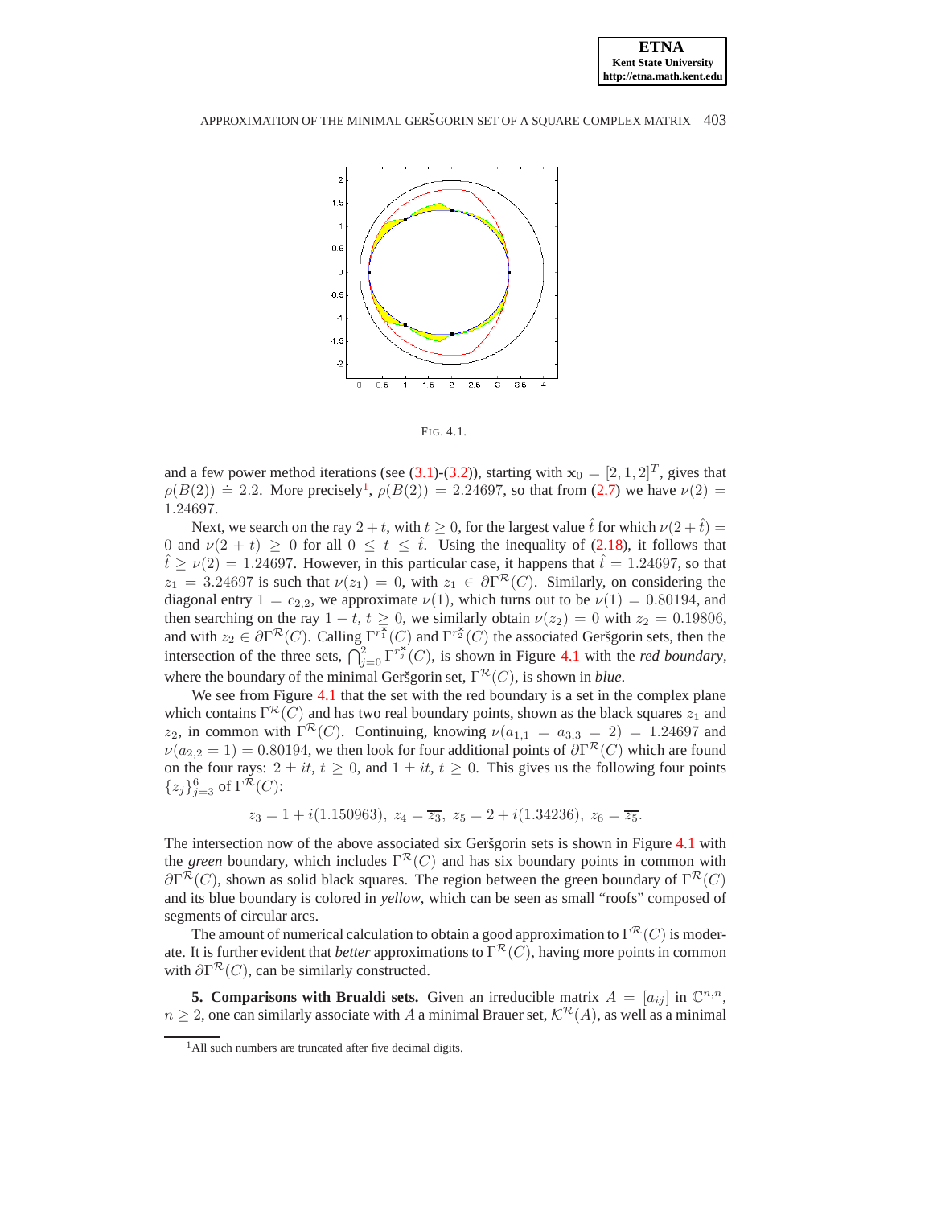FIG. 4.1.

and a few power method iterations (see (3.1)-(3.2)), starting with $\mathbf{x}_0 = [2, 1, 2]^T$, gives that $\rho(B(2)) \doteq 2.2$. More precisely[1], $\rho(B(2)) = 2.24697$, so that from (2.7) we have $\nu(2) = 1.24697$.

Next, we search on the ray $2+t$, with $t \geq 0$, for the largest value $\hat{t}$ for which $\nu(2+\hat{t}) = 0$ and $\nu(2+t) \geq 0$ for all $0 \leq t \leq \hat{t}$. Using the inequality of (2.18), it follows that $\hat{t} \geq \nu(2) = 1.24697$. However, in this particular case, it happens that $\hat{t} = 1.24697$, so that $z_1 = 3.24697$ is such that $\nu(z_1) = 0$, with $z_1 \in \partial\Gamma^{\mathcal{R}}(C)$. Similarly, on considering the diagonal entry $1 = c_{2,2}$, we approximate $\nu(1)$, which turns out to be $\nu(1) = 0.80194$, and then searching on the ray $1 - t$, $t \geq 0$, we similarly obtain $\nu(z_2) = 0$ with $z_2 = 0.19806$, and with $z_2 \in \partial\Gamma^{\mathcal{R}}(C)$. Calling $\Gamma^{r_1^{\mathbf{x}}}(C)$ and $\Gamma^{r_2^{\mathbf{x}}}(C)$ the associated Geršgorin sets, then the intersection of the three sets, $\bigcap_{j=0}^{2} \Gamma^{r_j^{\mathbf{x}}}(C)$, is shown in Figure 4.1 with the *red boundary*, where the boundary of the minimal Geršgorin set, $\Gamma^{\mathcal{R}}(C)$, is shown in *blue*.

We see from Figure 4.1 that the set with the red boundary is a set in the complex plane which contains $\Gamma^{\mathcal{R}}(C)$ and has two real boundary points, shown as the black squares $z_1$ and $z_2$, in common with $\Gamma^{\mathcal{R}}(C)$. Continuing, knowing $\nu(a_{1,1} = a_{3,3} = 2) = 1.24697$ and $\nu(a_{2,2} = 1) = 0.80194$, we then look for four additional points of $\partial\Gamma^{\mathcal{R}}(C)$ which are found on the four rays: $2 \pm it$, $t \geq 0$, and $1 \pm it$, $t \geq 0$. This gives us the following four points $\{z_j\}_{j=3}^{6}$ of $\Gamma^{\mathcal{R}}(C)$:

$$z_3 = 1 + i(1.150963),\ z_4 = \overline{z_3},\ z_5 = 2 + i(1.34236),\ z_6 = \overline{z_5}.$$

The intersection now of the above associated six Geršgorin sets is shown in Figure 4.1 with the *green* boundary, which includes $\Gamma^{\mathcal{R}}(C)$ and has six boundary points in common with $\partial\Gamma^{\mathcal{R}}(C)$, shown as solid black squares. The region between the green boundary of $\Gamma^{\mathcal{R}}(C)$ and its blue boundary is colored in *yellow*, which can be seen as small "roofs" composed of segments of circular arcs.

The amount of numerical calculation to obtain a good approximation to $\Gamma^{\mathcal{R}}(C)$ is moderate. It is further evident that *better* approximations to $\Gamma^{\mathcal{R}}(C)$, having more points in common with $\partial\Gamma^{\mathcal{R}}(C)$, can be similarly constructed.

**5. Comparisons with Brualdi sets.** Given an irreducible matrix $A = [a_{ij}]$ in $\mathbb{C}^{n,n}$, $n \geq 2$, one can similarly associate with $A$ a minimal Brauer set, $\mathcal{K}^{\mathcal{R}}(A)$, as well as a minimal

[1] All such numbers are truncated after five decimal digits.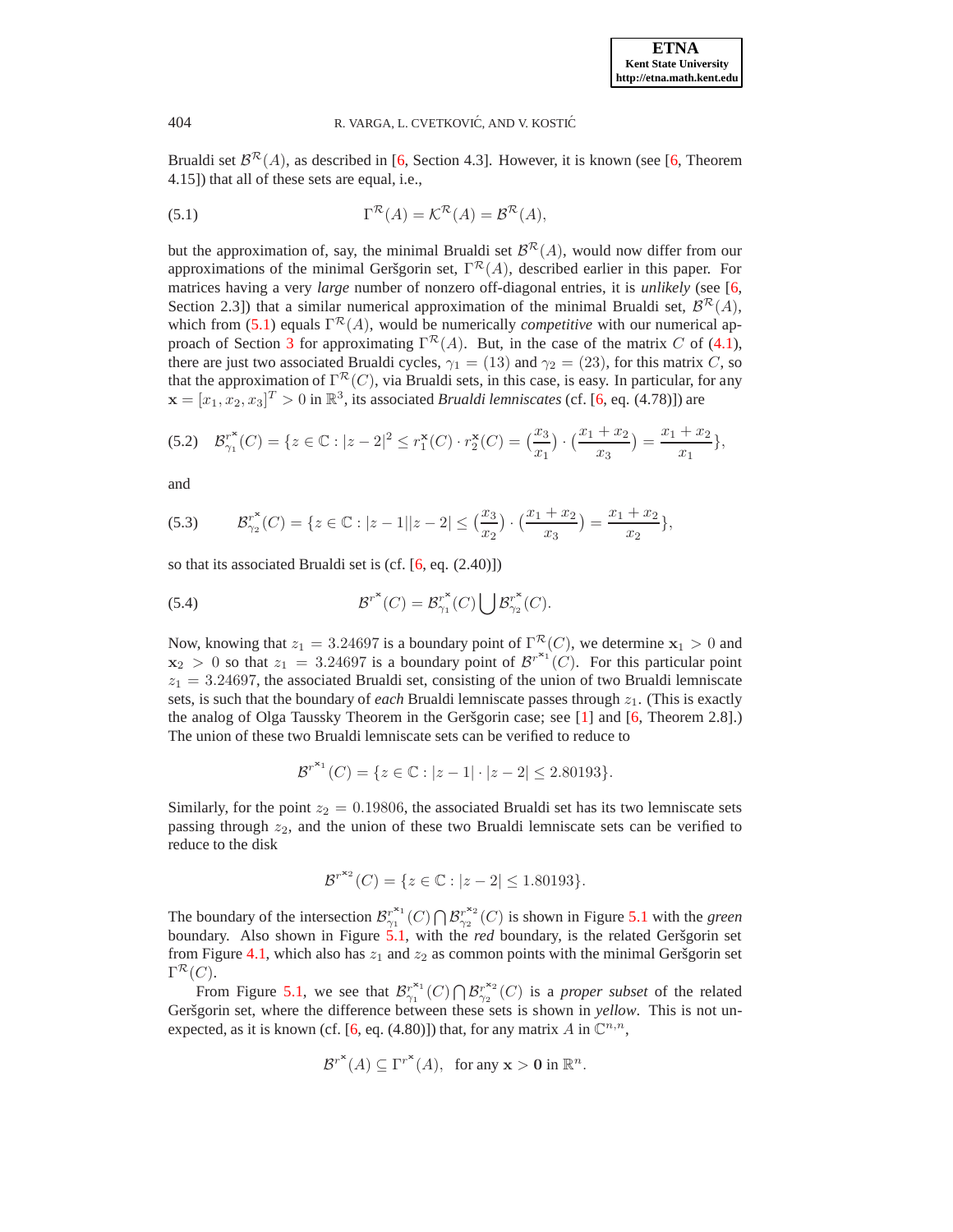Brualdi set $\mathcal{B}^{\mathcal{R}}(A)$, as described in [6, Section 4.3]. However, it is known (see [6, Theorem 4.15]) that all of these sets are equal, i.e.,

$$\Gamma^{\mathcal{R}}(A) = \mathcal{K}^{\mathcal{R}}(A) = \mathcal{B}^{\mathcal{R}}(A), \tag{5.1}$$

but the approximation of, say, the minimal Brualdi set $\mathcal{B}^{\mathcal{R}}(A)$, would now differ from our approximations of the minimal Geršgorin set, $\Gamma^{\mathcal{R}}(A)$, described earlier in this paper. For matrices having a very *large* number of nonzero off-diagonal entries, it is *unlikely* (see [6, Section 2.3]) that a similar numerical approximation of the minimal Brualdi set, $\mathcal{B}^{\mathcal{R}}(A)$, which from (5.1) equals $\Gamma^{\mathcal{R}}(A)$, would be numerically *competitive* with our numerical approach of Section 3 for approximating $\Gamma^{\mathcal{R}}(A)$. But, in the case of the matrix $C$ of (4.1), there are just two associated Brualdi cycles, $\gamma_1 = (13)$ and $\gamma_2 = (23)$, for this matrix $C$, so that the approximation of $\Gamma^{\mathcal{R}}(C)$, via Brualdi sets, in this case, is easy. In particular, for any $\mathbf{x} = [x_1, x_2, x_3]^T > 0$ in $\mathbb{R}^3$, its associated *Brualdi lemniscates* (cf. [6, eq. (4.78)]) are

$$\mathcal{B}_{\gamma_1}^{r^{\mathbf{x}}}(C) = \{z \in \mathbb{C} : |z-2|^2 \leq r_1^{\mathbf{x}}(C) \cdot r_2^{\mathbf{x}}(C) = \left(\frac{x_3}{x_1}\right) \cdot \left(\frac{x_1+x_2}{x_3}\right) = \frac{x_1+x_2}{x_1}\}, \tag{5.2}$$

and

$$\mathcal{B}_{\gamma_2}^{r^{\mathbf{x}}}(C) = \{z \in \mathbb{C} : |z-1||z-2| \leq \left(\frac{x_3}{x_2}\right) \cdot \left(\frac{x_1+x_2}{x_3}\right) = \frac{x_1+x_2}{x_2}\}, \tag{5.3}$$

so that its associated Brualdi set is (cf. [6, eq. (2.40)])

$$\mathcal{B}^{r^{\mathbf{x}}}(C) = \mathcal{B}_{\gamma_1}^{r^{\mathbf{x}}}(C) \bigcup \mathcal{B}_{\gamma_2}^{r^{\mathbf{x}}}(C). \tag{5.4}$$

Now, knowing that $z_1 = 3.24697$ is a boundary point of $\Gamma^{\mathcal{R}}(C)$, we determine $\mathbf{x}_1 > 0$ and $\mathbf{x}_2 > 0$ so that $z_1 = 3.24697$ is a boundary point of $\mathcal{B}^{r^{\mathbf{x}_1}}(C)$. For this particular point $z_1 = 3.24697$, the associated Brualdi set, consisting of the union of two Brualdi lemniscate sets, is such that the boundary of *each* Brualdi lemniscate passes through $z_1$. (This is exactly the analog of Olga Taussky Theorem in the Geršgorin case; see [1] and [6, Theorem 2.8].) The union of these two Brualdi lemniscate sets can be verified to reduce to

$$\mathcal{B}^{r^{\mathbf{x}_1}}(C) = \{z \in \mathbb{C} : |z-1| \cdot |z-2| \leq 2.80193\}.$$

Similarly, for the point $z_2 = 0.19806$, the associated Brualdi set has its two lemniscate sets passing through $z_2$, and the union of these two Brualdi lemniscate sets can be verified to reduce to the disk

$$\mathcal{B}^{r^{\mathbf{x}_2}}(C) = \{z \in \mathbb{C} : |z-2| \leq 1.80193\}.$$

The boundary of the intersection $\mathcal{B}_{\gamma_1}^{r^{\mathbf{x}_1}}(C) \bigcap \mathcal{B}_{\gamma_2}^{r^{\mathbf{x}_2}}(C)$ is shown in Figure 5.1 with the *green* boundary. Also shown in Figure 5.1, with the *red* boundary, is the related Geršgorin set from Figure 4.1, which also has $z_1$ and $z_2$ as common points with the minimal Geršgorin set $\Gamma^{\mathcal{R}}(C)$.

From Figure 5.1, we see that $\mathcal{B}_{\gamma_1}^{r^{\mathbf{x}_1}}(C) \bigcap \mathcal{B}_{\gamma_2}^{r^{\mathbf{x}_2}}(C)$ is a *proper subset* of the related Geršgorin set, where the difference between these sets is shown in *yellow*. This is not unexpected, as it is known (cf. [6, eq. (4.80)]) that, for any matrix $A$ in $\mathbb{C}^{n,n}$,

$$\mathcal{B}^{r^{\mathbf{x}}}(A) \subseteq \Gamma^{r^{\mathbf{x}}}(A), \quad \text{for any } \mathbf{x} > \mathbf{0} \text{ in } \mathbb{R}^n.$$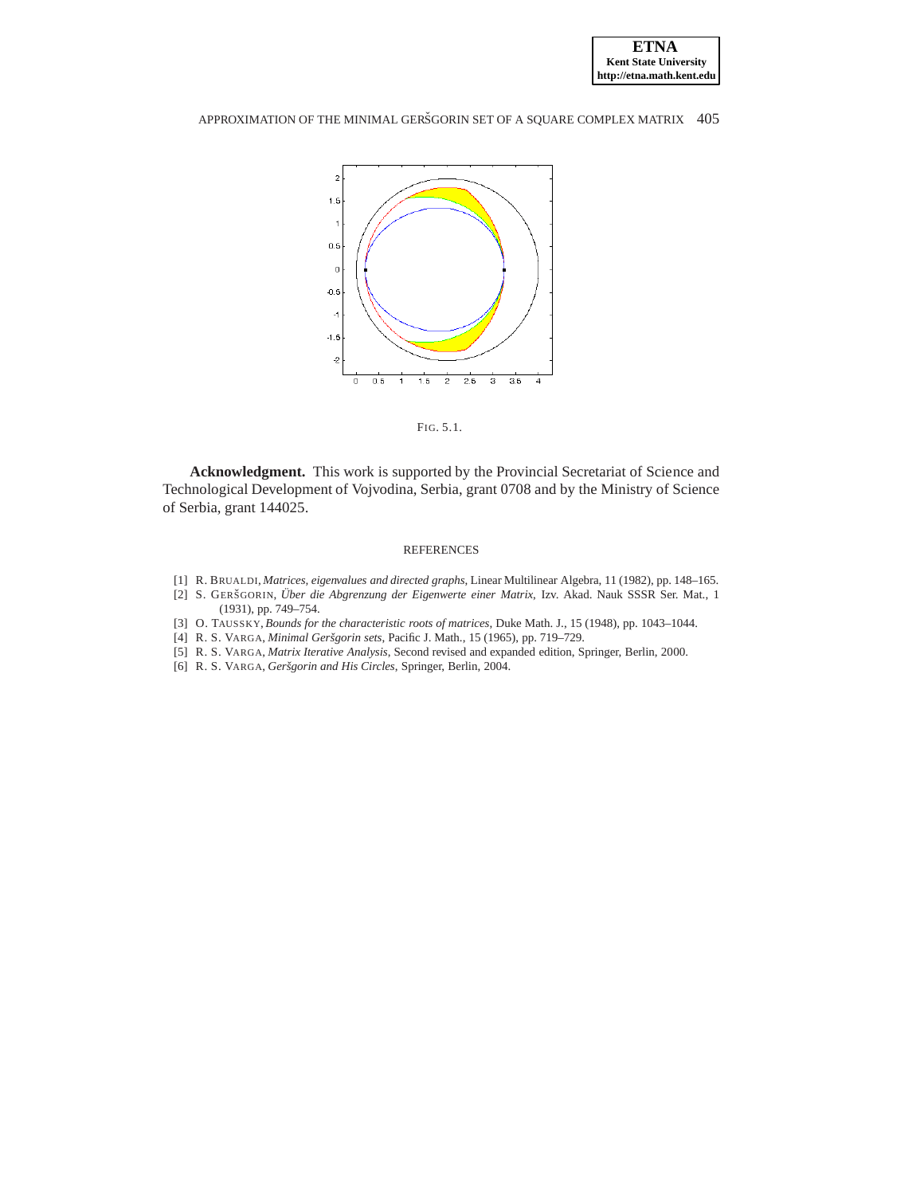2
1.5
1
0.5
0
-0.5
-1
-1.5
-2

0 0.5 1 1.5 2 2.5 3 3.5 4

FIG. 5.1.

**Acknowledgment.** This work is supported by the Provincial Secretariat of Science and Technological Development of Vojvodina, Serbia, grant 0708 and by the Ministry of Science of Serbia, grant 144025.

## REFERENCES

[1] R. BRUALDI, *Matrices, eigenvalues and directed graphs*, Linear Multilinear Algebra, 11 (1982), pp. 148–165.

[2] S. GERŠGORIN, *Über die Abgrenzung der Eigenwerte einer Matrix*, Izv. Akad. Nauk SSSR Ser. Mat., 1 (1931), pp. 749–754.

[3] O. TAUSSKY, *Bounds for the characteristic roots of matrices*, Duke Math. J., 15 (1948), pp. 1043–1044.

[4] R. S. VARGA, *Minimal Geršgorin sets*, Pacific J. Math., 15 (1965), pp. 719–729.

[5] R. S. VARGA, *Matrix Iterative Analysis*, Second revised and expanded edition, Springer, Berlin, 2000.

[6] R. S. VARGA, *Geršgorin and His Circles*, Springer, Berlin, 2004.